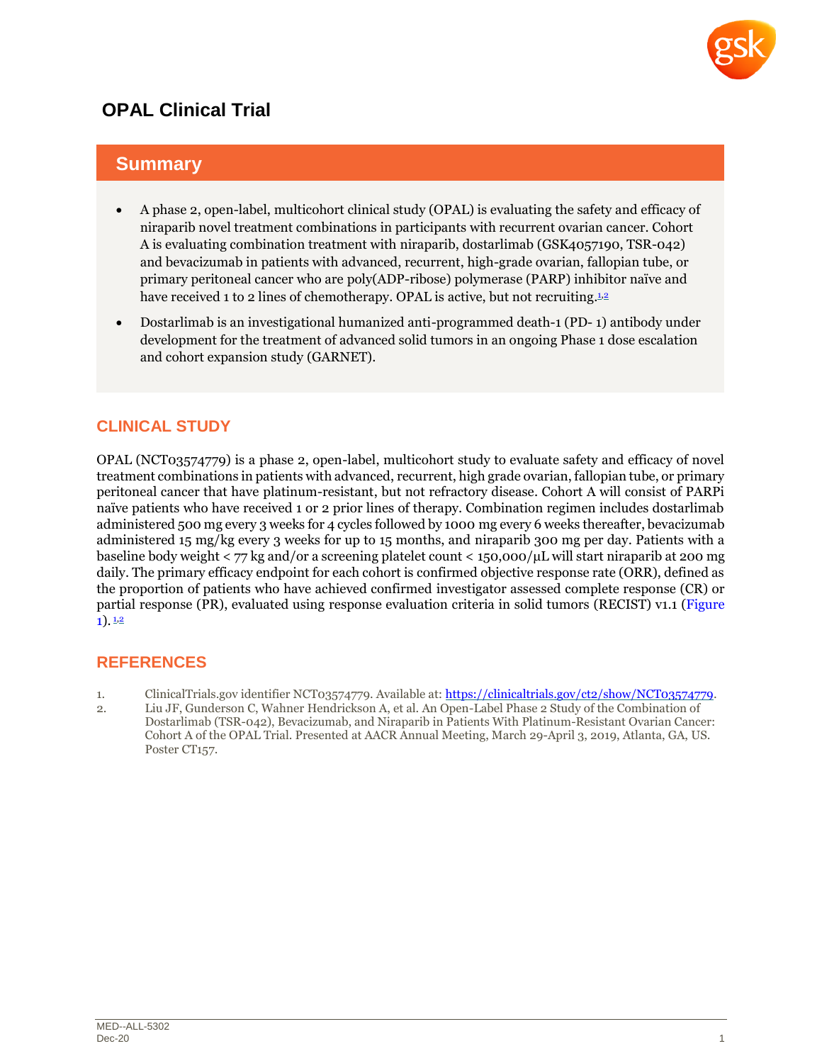# OPAL Clinical Trial

## Summary

- A phase 2, open-label, multicohort clinical study (OPAL) is evaluating the safety and efficacy of niraparib novel treatment combinations in participants with recurrent ovarian cancer. Cohort A is evaluating combination treatment with niraparib, dostarlimab (GSK4057190, TSR-042) and bevacizumab in patients with advanced, recurrent, high-grade ovarian, fallopian tube, or primary peritoneal cancer who are poly(ADP-ribose) polymerase (PARP) inhibitor naïve and have received 1 to 2 lines of chemotherapy. OPAL is active, but not recruiting.[1,2]
- Dostarlimab is an investigational humanized anti-programmed death-1 (PD- 1) antibody under development for the treatment of advanced solid tumors in an ongoing Phase 1 dose escalation and cohort expansion study (GARNET).

## CLINICAL STUDY

OPAL (NCT03574779) is a phase 2, open-label, multicohort study to evaluate safety and efficacy of novel treatment combinations in patients with advanced, recurrent, high grade ovarian, fallopian tube, or primary peritoneal cancer that have platinum-resistant, but not refractory disease. Cohort A will consist of PARPi naïve patients who have received 1 or 2 prior lines of therapy. Combination regimen includes dostarlimab administered 500 mg every 3 weeks for 4 cycles followed by 1000 mg every 6 weeks thereafter, bevacizumab administered 15 mg/kg every 3 weeks for up to 15 months, and niraparib 300 mg per day. Patients with a baseline body weight < 77 kg and/or a screening platelet count < 150,000/µL will start niraparib at 200 mg daily. The primary efficacy endpoint for each cohort is confirmed objective response rate (ORR), defined as the proportion of patients who have achieved confirmed investigator assessed complete response (CR) or partial response (PR), evaluated using response evaluation criteria in solid tumors (RECIST) v1.1 (Figure 1).[1,2]

## REFERENCES

1. ClinicalTrials.gov identifier NCT03574779. Available at: https://clinicaltrials.gov/ct2/show/NCT03574779.
2. Liu JF, Gunderson C, Wahner Hendrickson A, et al. An Open-Label Phase 2 Study of the Combination of Dostarlimab (TSR-042), Bevacizumab, and Niraparib in Patients With Platinum-Resistant Ovarian Cancer: Cohort A of the OPAL Trial. Presented at AACR Annual Meeting, March 29-April 3, 2019, Atlanta, GA, US. Poster CT157.

MED--ALL-5302
Dec-20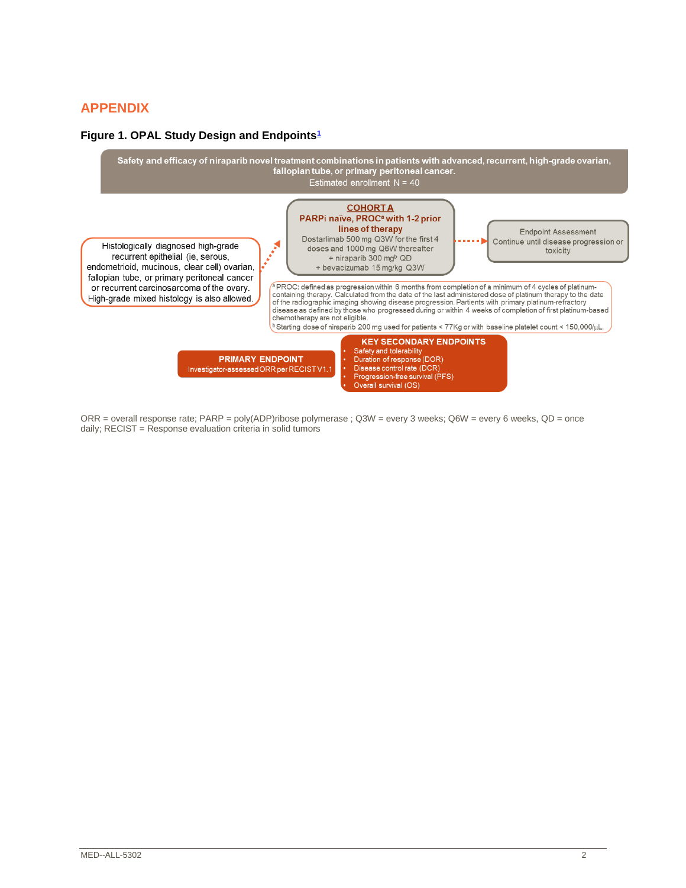## APPENDIX

### Figure 1. OPAL Study Design and Endpoints[1]

**Safety and efficacy of niraparib novel treatment combinations in patients with advanced, recurrent, high-grade ovarian, fallopian tube, or primary peritoneal cancer.**
Estimated enrollment N = 40

Histologically diagnosed high-grade recurrent epithelial (ie, serous, endometrioid, mucinous, clear cell) ovarian, fallopian tube, or primary peritoneal cancer or recurrent carcinosarcoma of the ovary. High-grade mixed histology is also allowed.

**COHORT A**
**PARPi naïve, PROC[a] with 1-2 prior lines of therapy**
Dostarlimab 500 mg Q3W for the first 4 doses and 1000 mg Q6W thereafter
+ niraparib 300 mg[b] QD
+ bevacizumab 15 mg/kg Q3W

Endpoint Assessment
Continue until disease progression or toxicity

[a] PROC: defined as progression within 6 months from completion of a minimum of 4 cycles of platinum-containing therapy. Calculated from the date of the last administered dose of platinum therapy to the date of the radiographic imaging showing disease progression. Partients with primary platinum-refractory disease as defined by those who progressed during or within 4 weeks of completion of first platinum-based chemotherapy are not eligible.
[b] Starting dose of niraparib 200 mg used for patients < 77Kg or with baseline platelet count < 150,000/µL.

**PRIMARY ENDPOINT**
Investigator-assessed ORR per RECIST V1.1

**KEY SECONDARY ENDPOINTS**
- Safety and tolerability
- Duration of response (DOR)
- Disease control rate (DCR)
- Progression-free survival (PFS)
- Overall survival (OS)

ORR = overall response rate; PARP = poly(ADP)ribose polymerase ; Q3W = every 3 weeks; Q6W = every 6 weeks, QD = once daily; RECIST = Response evaluation criteria in solid tumors